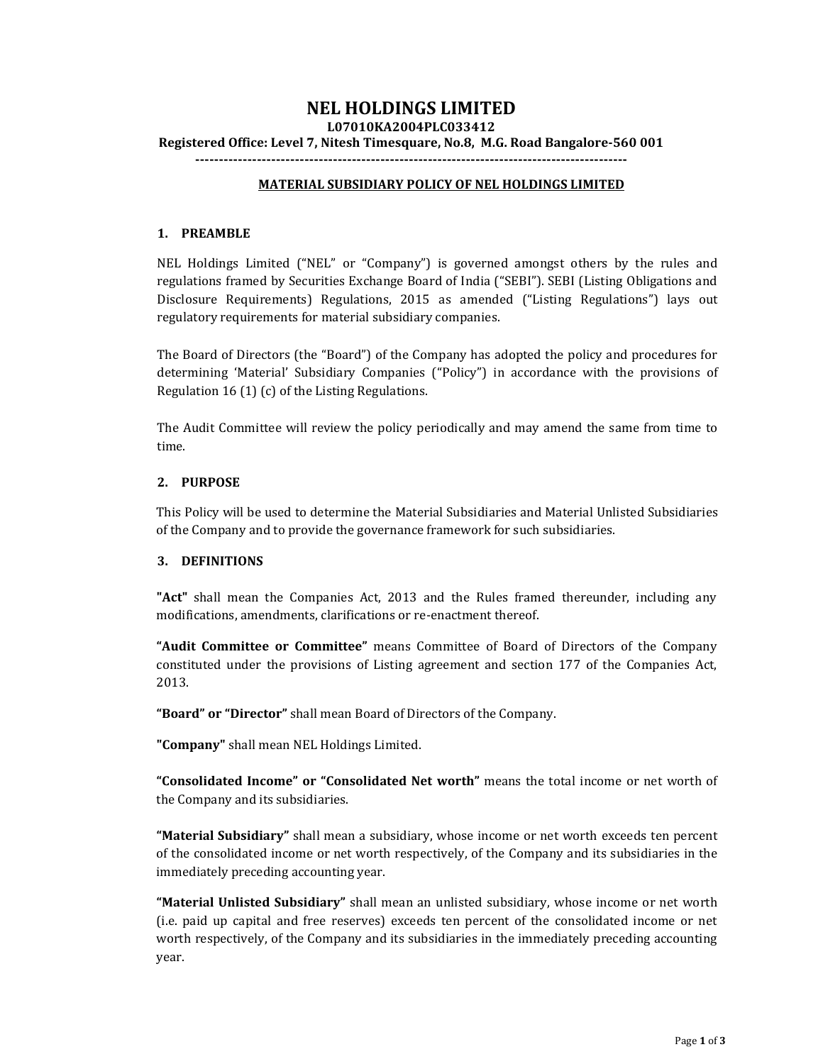# NEL HOLDINGS LIMITED

**L07010KA2004PLC033412**

**Registered Office: Level 7, Nitesh Timesquare, No.8, M.G. Road Bangalore-560 001**

**------------------------------------------------------------------------------------------**

## MATERIAL SUBSIDIARY POLICY OF NEL HOLDINGS LIMITED

### 1. PREAMBLE

NEL Holdings Limited ("NEL" or "Company") is governed amongst others by the rules and regulations framed by Securities Exchange Board of India ("SEBI"). SEBI (Listing Obligations and Disclosure Requirements) Regulations, 2015 as amended ("Listing Regulations") lays out regulatory requirements for material subsidiary companies.

The Board of Directors (the "Board") of the Company has adopted the policy and procedures for determining 'Material' Subsidiary Companies ("Policy") in accordance with the provisions of Regulation 16 (1) (c) of the Listing Regulations.

The Audit Committee will review the policy periodically and may amend the same from time to time.

### 2. PURPOSE

This Policy will be used to determine the Material Subsidiaries and Material Unlisted Subsidiaries of the Company and to provide the governance framework for such subsidiaries.

### 3. DEFINITIONS

**"Act"** shall mean the Companies Act, 2013 and the Rules framed thereunder, including any modifications, amendments, clarifications or re-enactment thereof.

**"Audit Committee or Committee"** means Committee of Board of Directors of the Company constituted under the provisions of Listing agreement and section 177 of the Companies Act, 2013.

**"Board" or "Director"** shall mean Board of Directors of the Company.

**"Company"** shall mean NEL Holdings Limited.

**"Consolidated Income" or "Consolidated Net worth"** means the total income or net worth of the Company and its subsidiaries.

**"Material Subsidiary"** shall mean a subsidiary, whose income or net worth exceeds ten percent of the consolidated income or net worth respectively, of the Company and its subsidiaries in the immediately preceding accounting year.

**"Material Unlisted Subsidiary"** shall mean an unlisted subsidiary, whose income or net worth (i.e. paid up capital and free reserves) exceeds ten percent of the consolidated income or net worth respectively, of the Company and its subsidiaries in the immediately preceding accounting year.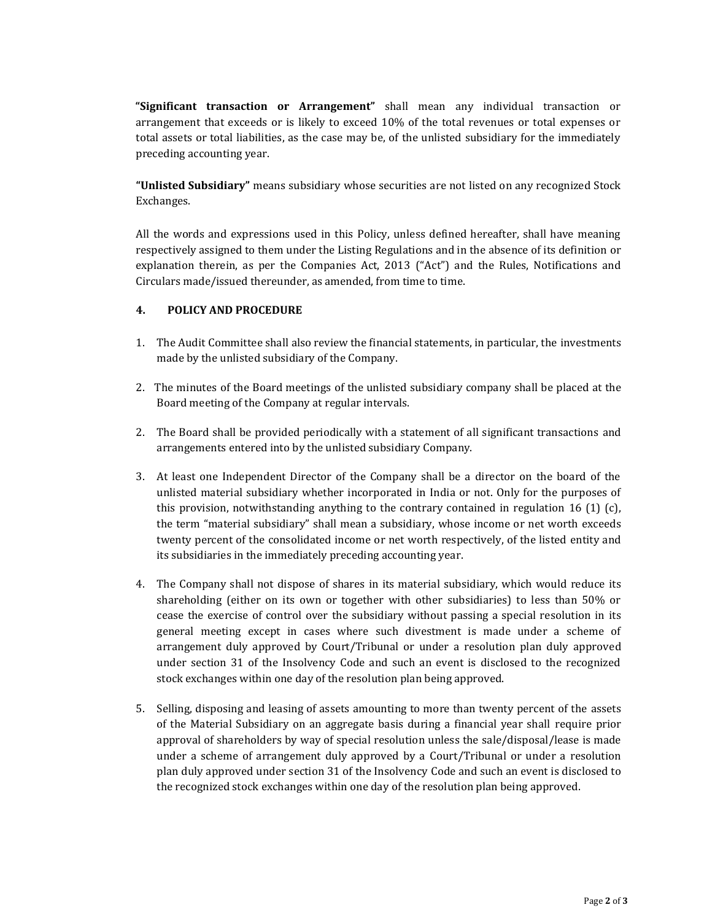**"Significant transaction or Arrangement"** shall mean any individual transaction or arrangement that exceeds or is likely to exceed 10% of the total revenues or total expenses or total assets or total liabilities, as the case may be, of the unlisted subsidiary for the immediately preceding accounting year.

**"Unlisted Subsidiary"** means subsidiary whose securities are not listed on any recognized Stock Exchanges.

All the words and expressions used in this Policy, unless defined hereafter, shall have meaning respectively assigned to them under the Listing Regulations and in the absence of its definition or explanation therein, as per the Companies Act, 2013 ("Act") and the Rules, Notifications and Circulars made/issued thereunder, as amended, from time to time.

## 4. POLICY AND PROCEDURE

1. The Audit Committee shall also review the financial statements, in particular, the investments made by the unlisted subsidiary of the Company.

2. The minutes of the Board meetings of the unlisted subsidiary company shall be placed at the Board meeting of the Company at regular intervals.

2. The Board shall be provided periodically with a statement of all significant transactions and arrangements entered into by the unlisted subsidiary Company.

3. At least one Independent Director of the Company shall be a director on the board of the unlisted material subsidiary whether incorporated in India or not. Only for the purposes of this provision, notwithstanding anything to the contrary contained in regulation 16 (1) (c), the term "material subsidiary" shall mean a subsidiary, whose income or net worth exceeds twenty percent of the consolidated income or net worth respectively, of the listed entity and its subsidiaries in the immediately preceding accounting year.

4. The Company shall not dispose of shares in its material subsidiary, which would reduce its shareholding (either on its own or together with other subsidiaries) to less than 50% or cease the exercise of control over the subsidiary without passing a special resolution in its general meeting except in cases where such divestment is made under a scheme of arrangement duly approved by Court/Tribunal or under a resolution plan duly approved under section 31 of the Insolvency Code and such an event is disclosed to the recognized stock exchanges within one day of the resolution plan being approved.

5. Selling, disposing and leasing of assets amounting to more than twenty percent of the assets of the Material Subsidiary on an aggregate basis during a financial year shall require prior approval of shareholders by way of special resolution unless the sale/disposal/lease is made under a scheme of arrangement duly approved by a Court/Tribunal or under a resolution plan duly approved under section 31 of the Insolvency Code and such an event is disclosed to the recognized stock exchanges within one day of the resolution plan being approved.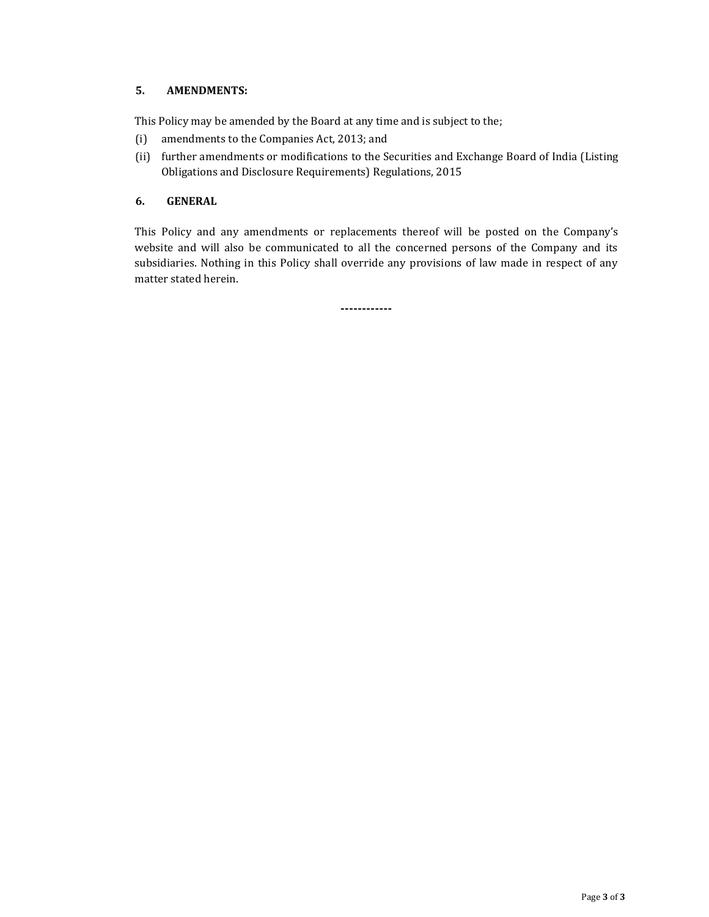### 5. AMENDMENTS:

This Policy may be amended by the Board at any time and is subject to the;

(i) amendments to the Companies Act, 2013; and

(ii) further amendments or modifications to the Securities and Exchange Board of India (Listing Obligations and Disclosure Requirements) Regulations, 2015

### 6. GENERAL

This Policy and any amendments or replacements thereof will be posted on the Company's website and will also be communicated to all the concerned persons of the Company and its subsidiaries. Nothing in this Policy shall override any provisions of law made in respect of any matter stated herein.

------------